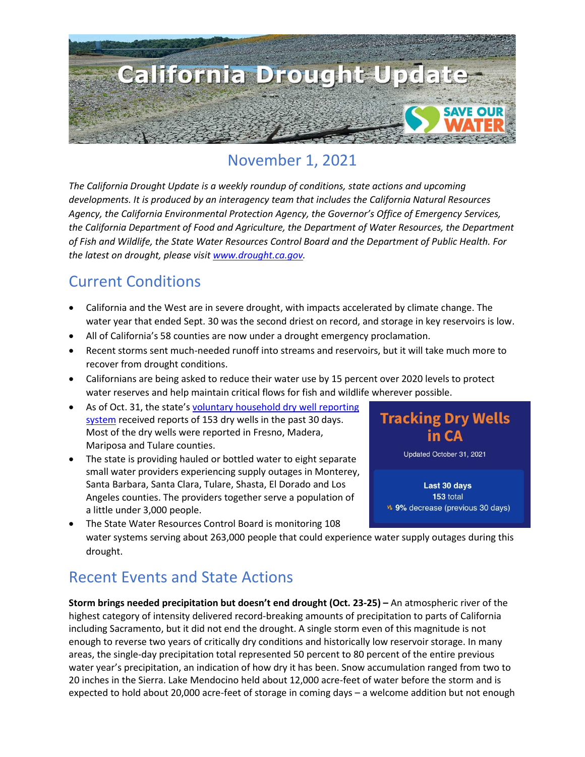# California Drought Update

## November 1, 2021

*The California Drought Update is a weekly roundup of conditions, state actions and upcoming developments. It is produced by an interagency team that includes the California Natural Resources Agency, the California Environmental Protection Agency, the Governor's Office of Emergency Services, the California Department of Food and Agriculture, the Department of Water Resources, the Department of Fish and Wildlife, the State Water Resources Control Board and the Department of Public Health. For the latest on drought, please visit [www.drought.ca.gov](www.drought.ca.gov).*

## Current Conditions

- California and the West are in severe drought, with impacts accelerated by climate change. The water year that ended Sept. 30 was the second driest on record, and storage in key reservoirs is low.
- All of California's 58 counties are now under a drought emergency proclamation.
- Recent storms sent much-needed runoff into streams and reservoirs, but it will take much more to recover from drought conditions.
- Californians are being asked to reduce their water use by 15 percent over 2020 levels to protect water reserves and help maintain critical flows for fish and wildlife wherever possible.
- As of Oct. 31, the state's voluntary household dry well reporting system received reports of 153 dry wells in the past 30 days. Most of the dry wells were reported in Fresno, Madera, Mariposa and Tulare counties.
- The state is providing hauled or bottled water to eight separate small water providers experiencing supply outages in Monterey, Santa Barbara, Santa Clara, Tulare, Shasta, El Dorado and Los Angeles counties. The providers together serve a population of a little under 3,000 people.
- The State Water Resources Control Board is monitoring 108 water systems serving about 263,000 people that could experience water supply outages during this drought.

**Tracking Dry Wells in CA**

Updated October 31, 2021

**Last 30 days**
153 total
**9%** decrease (previous 30 days)

## Recent Events and State Actions

**Storm brings needed precipitation but doesn't end drought (Oct. 23-25) –** An atmospheric river of the highest category of intensity delivered record-breaking amounts of precipitation to parts of California including Sacramento, but it did not end the drought. A single storm even of this magnitude is not enough to reverse two years of critically dry conditions and historically low reservoir storage. In many areas, the single-day precipitation total represented 50 percent to 80 percent of the entire previous water year's precipitation, an indication of how dry it has been. Snow accumulation ranged from two to 20 inches in the Sierra. Lake Mendocino held about 12,000 acre-feet of water before the storm and is expected to hold about 20,000 acre-feet of storage in coming days – a welcome addition but not enough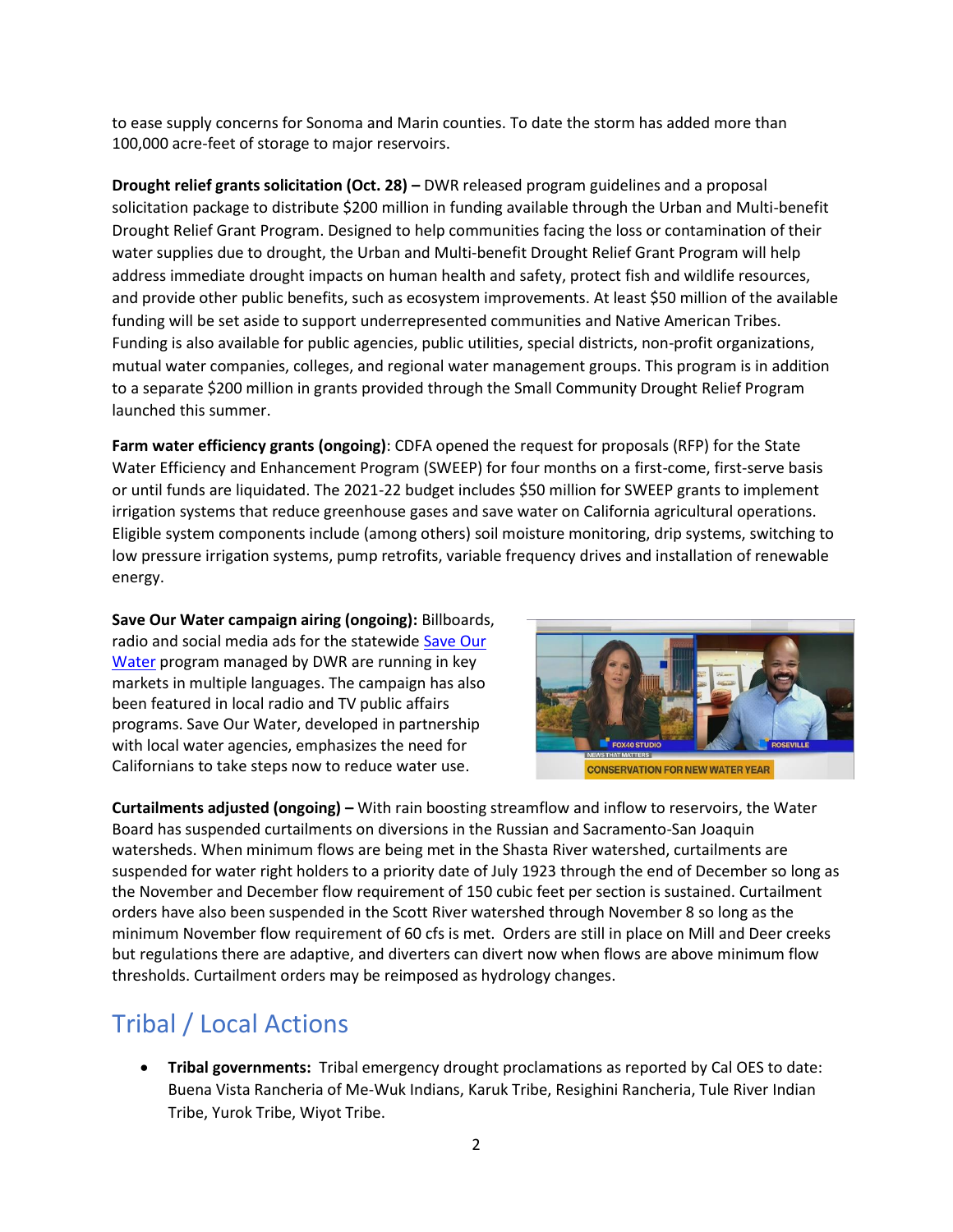to ease supply concerns for Sonoma and Marin counties. To date the storm has added more than 100,000 acre-feet of storage to major reservoirs.

**Drought relief grants solicitation (Oct. 28) –** DWR released program guidelines and a proposal solicitation package to distribute $200 million in funding available through the Urban and Multi-benefit Drought Relief Grant Program. Designed to help communities facing the loss or contamination of their water supplies due to drought, the Urban and Multi-benefit Drought Relief Grant Program will help address immediate drought impacts on human health and safety, protect fish and wildlife resources, and provide other public benefits, such as ecosystem improvements. At least $50 million of the available funding will be set aside to support underrepresented communities and Native American Tribes. Funding is also available for public agencies, public utilities, special districts, non-profit organizations, mutual water companies, colleges, and regional water management groups. This program is in addition to a separate $200 million in grants provided through the Small Community Drought Relief Program launched this summer.

**Farm water efficiency grants (ongoing)**: CDFA opened the request for proposals (RFP) for the State Water Efficiency and Enhancement Program (SWEEP) for four months on a first-come, first-serve basis or until funds are liquidated. The 2021-22 budget includes $50 million for SWEEP grants to implement irrigation systems that reduce greenhouse gases and save water on California agricultural operations. Eligible system components include (among others) soil moisture monitoring, drip systems, switching to low pressure irrigation systems, pump retrofits, variable frequency drives and installation of renewable energy.

**Save Our Water campaign airing (ongoing):** Billboards, radio and social media ads for the statewide Save Our Water program managed by DWR are running in key markets in multiple languages. The campaign has also been featured in local radio and TV public affairs programs. Save Our Water, developed in partnership with local water agencies, emphasizes the need for Californians to take steps now to reduce water use.

**Curtailments adjusted (ongoing) –** With rain boosting streamflow and inflow to reservoirs, the Water Board has suspended curtailments on diversions in the Russian and Sacramento-San Joaquin watersheds. When minimum flows are being met in the Shasta River watershed, curtailments are suspended for water right holders to a priority date of July 1923 through the end of December so long as the November and December flow requirement of 150 cubic feet per section is sustained. Curtailment orders have also been suspended in the Scott River watershed through November 8 so long as the minimum November flow requirement of 60 cfs is met. Orders are still in place on Mill and Deer creeks but regulations there are adaptive, and diverters can divert now when flows are above minimum flow thresholds. Curtailment orders may be reimposed as hydrology changes.

## Tribal / Local Actions

- **Tribal governments:** Tribal emergency drought proclamations as reported by Cal OES to date: Buena Vista Rancheria of Me-Wuk Indians, Karuk Tribe, Resighini Rancheria, Tule River Indian Tribe, Yurok Tribe, Wiyot Tribe.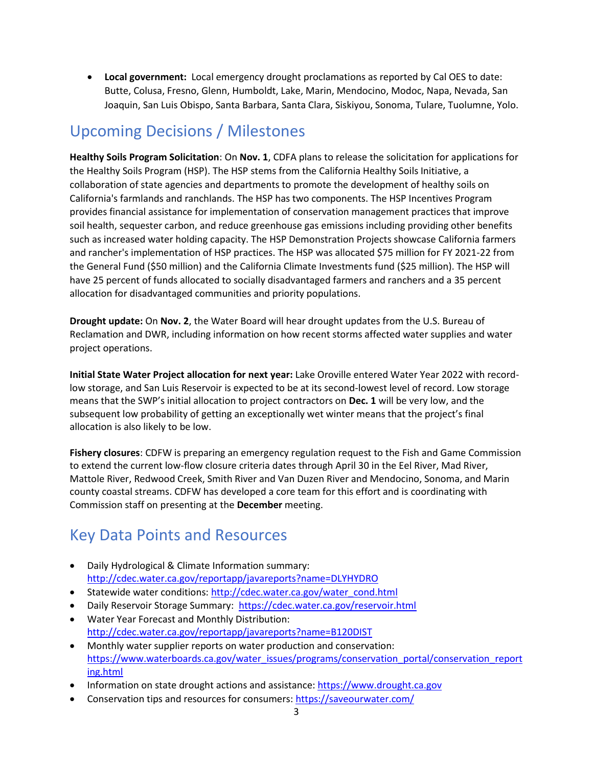- **Local government:** Local emergency drought proclamations as reported by Cal OES to date: Butte, Colusa, Fresno, Glenn, Humboldt, Lake, Marin, Mendocino, Modoc, Napa, Nevada, San Joaquin, San Luis Obispo, Santa Barbara, Santa Clara, Siskiyou, Sonoma, Tulare, Tuolumne, Yolo.

## Upcoming Decisions / Milestones

**Healthy Soils Program Solicitation**: On **Nov. 1**, CDFA plans to release the solicitation for applications for the Healthy Soils Program (HSP). The HSP stems from the California Healthy Soils Initiative, a collaboration of state agencies and departments to promote the development of healthy soils on California's farmlands and ranchlands. The HSP has two components. The HSP Incentives Program provides financial assistance for implementation of conservation management practices that improve soil health, sequester carbon, and reduce greenhouse gas emissions including providing other benefits such as increased water holding capacity. The HSP Demonstration Projects showcase California farmers and rancher's implementation of HSP practices. The HSP was allocated $75 million for FY 2021-22 from the General Fund ($50 million) and the California Climate Investments fund ($25 million). The HSP will have 25 percent of funds allocated to socially disadvantaged farmers and ranchers and a 35 percent allocation for disadvantaged communities and priority populations.

**Drought update:** On **Nov. 2**, the Water Board will hear drought updates from the U.S. Bureau of Reclamation and DWR, including information on how recent storms affected water supplies and water project operations.

**Initial State Water Project allocation for next year:** Lake Oroville entered Water Year 2022 with record-low storage, and San Luis Reservoir is expected to be at its second-lowest level of record. Low storage means that the SWP's initial allocation to project contractors on **Dec. 1** will be very low, and the subsequent low probability of getting an exceptionally wet winter means that the project's final allocation is also likely to be low.

**Fishery closures**: CDFW is preparing an emergency regulation request to the Fish and Game Commission to extend the current low-flow closure criteria dates through April 30 in the Eel River, Mad River, Mattole River, Redwood Creek, Smith River and Van Duzen River and Mendocino, Sonoma, and Marin county coastal streams. CDFW has developed a core team for this effort and is coordinating with Commission staff on presenting at the **December** meeting.

## Key Data Points and Resources

- Daily Hydrological & Climate Information summary: http://cdec.water.ca.gov/reportapp/javareports?name=DLYHYDRO
- Statewide water conditions: http://cdec.water.ca.gov/water_cond.html
- Daily Reservoir Storage Summary: https://cdec.water.ca.gov/reservoir.html
- Water Year Forecast and Monthly Distribution: http://cdec.water.ca.gov/reportapp/javareports?name=B120DIST
- Monthly water supplier reports on water production and conservation: https://www.waterboards.ca.gov/water_issues/programs/conservation_portal/conservation_reporting.html
- Information on state drought actions and assistance: https://www.drought.ca.gov
- Conservation tips and resources for consumers: https://saveourwater.com/